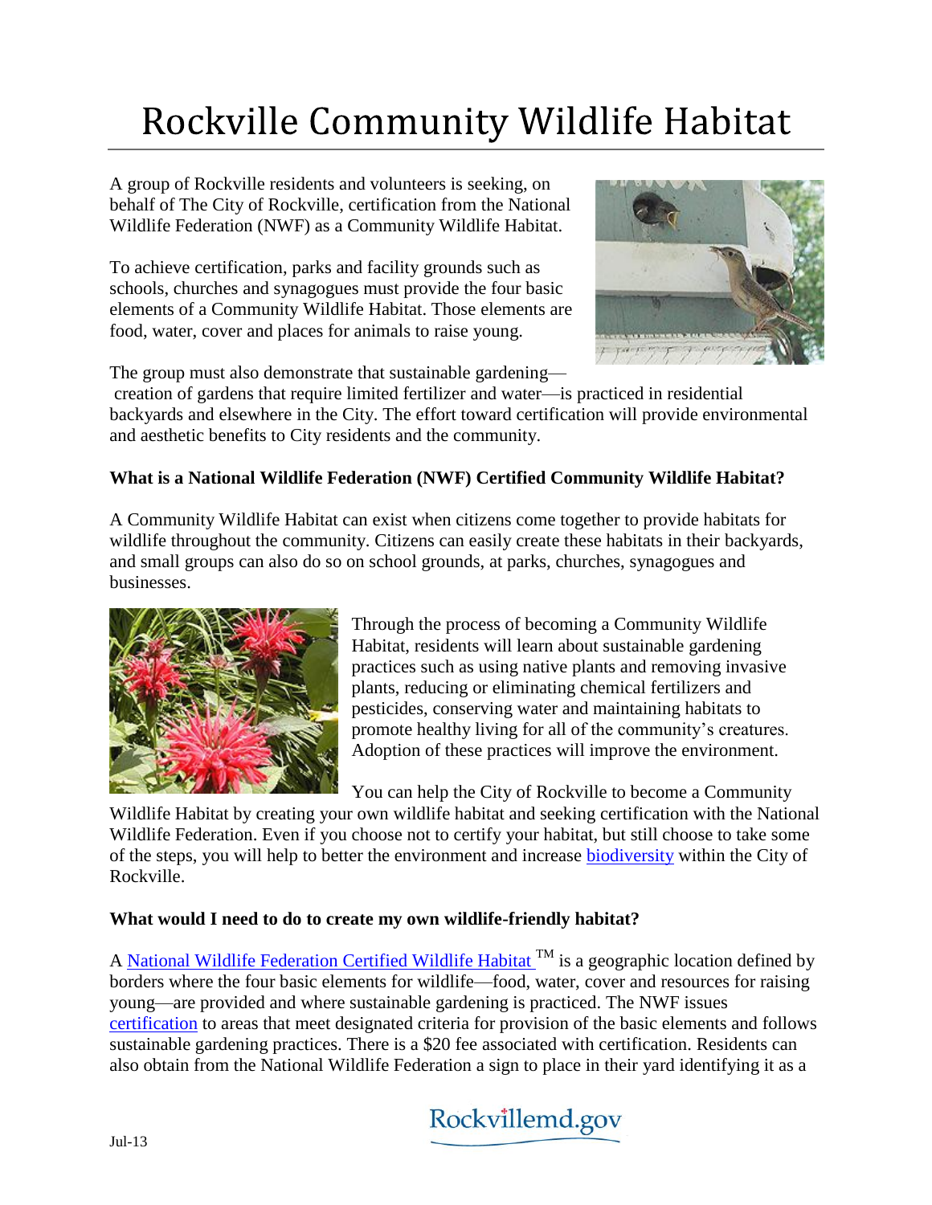# Rockville Community Wildlife Habitat

A group of Rockville residents and volunteers is seeking, on behalf of The City of Rockville, certification from the National Wildlife Federation (NWF) as a Community Wildlife Habitat.

To achieve certification, parks and facility grounds such as schools, churches and synagogues must provide the four basic elements of a Community Wildlife Habitat. Those elements are food, water, cover and places for animals to raise young.

The group must also demonstrate that sustainable gardening—creation of gardens that require limited fertilizer and water—is practiced in residential backyards and elsewhere in the City. The effort toward certification will provide environmental and aesthetic benefits to City residents and the community.

**What is a National Wildlife Federation (NWF) Certified Community Wildlife Habitat?**

A Community Wildlife Habitat can exist when citizens come together to provide habitats for wildlife throughout the community. Citizens can easily create these habitats in their backyards, and small groups can also do so on school grounds, at parks, churches, synagogues and businesses.

Through the process of becoming a Community Wildlife Habitat, residents will learn about sustainable gardening practices such as using native plants and removing invasive plants, reducing or eliminating chemical fertilizers and pesticides, conserving water and maintaining habitats to promote healthy living for all of the community's creatures. Adoption of these practices will improve the environment.

You can help the City of Rockville to become a Community Wildlife Habitat by creating your own wildlife habitat and seeking certification with the National Wildlife Federation. Even if you choose not to certify your habitat, but still choose to take some of the steps, you will help to better the environment and increase biodiversity within the City of Rockville.

**What would I need to do to create my own wildlife-friendly habitat?**

A National Wildlife Federation Certified Wildlife Habitat ™ is a geographic location defined by borders where the four basic elements for wildlife—food, water, cover and resources for raising young—are provided and where sustainable gardening is practiced. The NWF issues certification to areas that meet designated criteria for provision of the basic elements and follows sustainable gardening practices. There is a $20 fee associated with certification. Residents can also obtain from the National Wildlife Federation a sign to place in their yard identifying it as a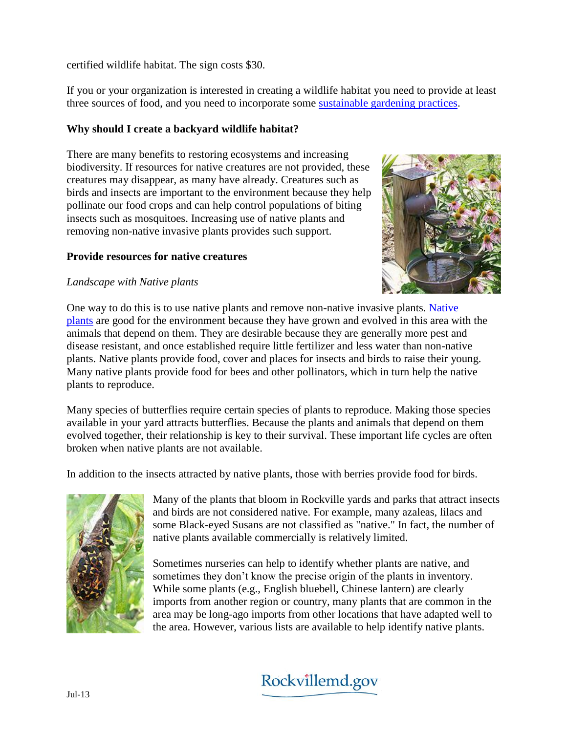certified wildlife habitat. The sign costs $30.

If you or your organization is interested in creating a wildlife habitat you need to provide at least three sources of food, and you need to incorporate some [sustainable gardening practices](#).

**Why should I create a backyard wildlife habitat?**

There are many benefits to restoring ecosystems and increasing biodiversity. If resources for native creatures are not provided, these creatures may disappear, as many have already. Creatures such as birds and insects are important to the environment because they help pollinate our food crops and can help control populations of biting insects such as mosquitoes. Increasing use of native plants and removing non-native invasive plants provides such support.

**Provide resources for native creatures**

*Landscape with Native plants*

One way to do this is to use native plants and remove non-native invasive plants. [Native plants](#) are good for the environment because they have grown and evolved in this area with the animals that depend on them. They are desirable because they are generally more pest and disease resistant, and once established require little fertilizer and less water than non-native plants. Native plants provide food, cover and places for insects and birds to raise their young. Many native plants provide food for bees and other pollinators, which in turn help the native plants to reproduce.

Many species of butterflies require certain species of plants to reproduce. Making those species available in your yard attracts butterflies. Because the plants and animals that depend on them evolved together, their relationship is key to their survival. These important life cycles are often broken when native plants are not available.

In addition to the insects attracted by native plants, those with berries provide food for birds.

Many of the plants that bloom in Rockville yards and parks that attract insects and birds are not considered native. For example, many azaleas, lilacs and some Black-eyed Susans are not classified as "native." In fact, the number of native plants available commercially is relatively limited.

Sometimes nurseries can help to identify whether plants are native, and sometimes they don't know the precise origin of the plants in inventory. While some plants (e.g., English bluebell, Chinese lantern) are clearly imports from another region or country, many plants that are common in the area may be long-ago imports from other locations that have adapted well to the area. However, various lists are available to help identify native plants.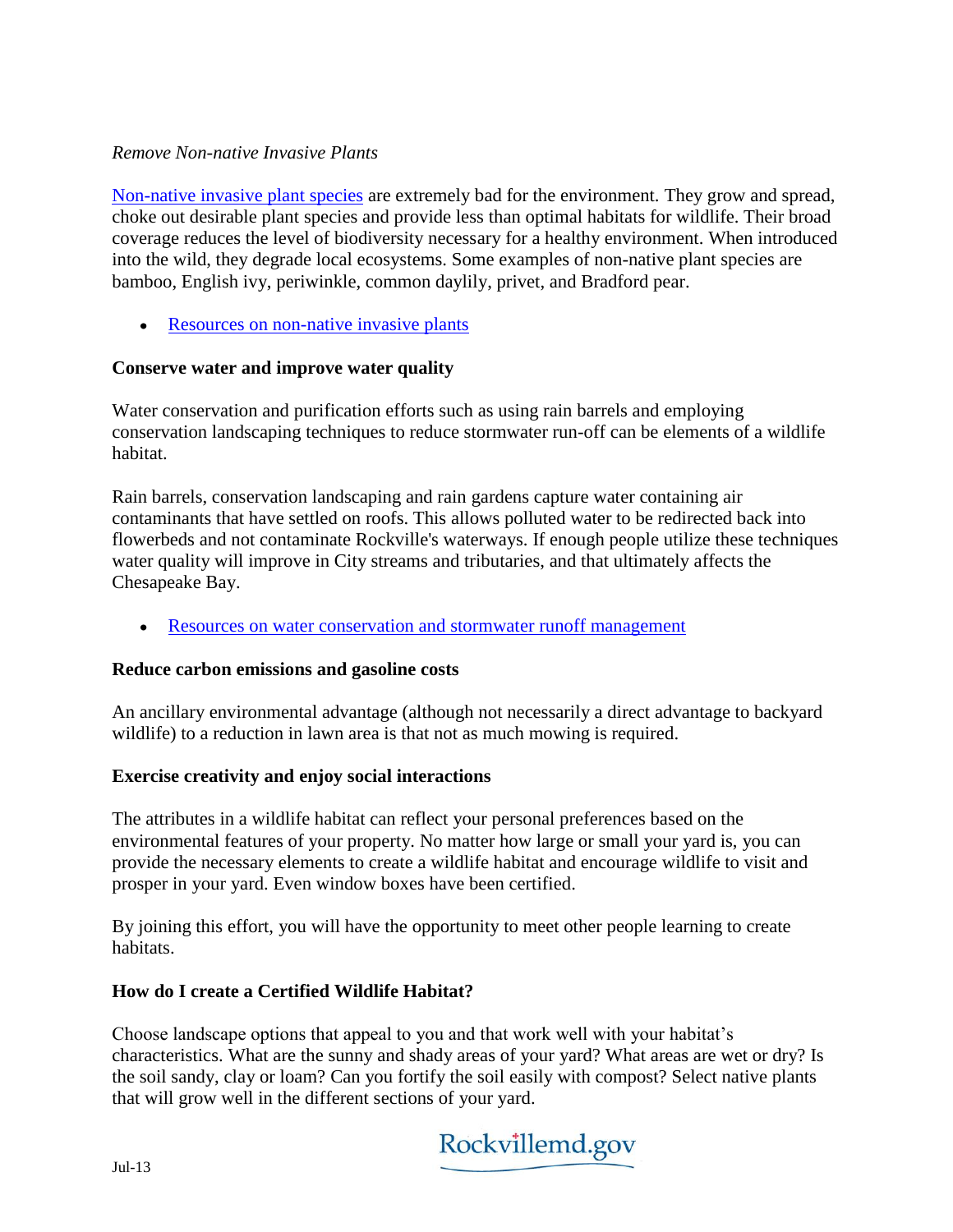*Remove Non-native Invasive Plants*

[Non-native invasive plant species](#) are extremely bad for the environment. They grow and spread, choke out desirable plant species and provide less than optimal habitats for wildlife. Their broad coverage reduces the level of biodiversity necessary for a healthy environment. When introduced into the wild, they degrade local ecosystems. Some examples of non-native plant species are bamboo, English ivy, periwinkle, common daylily, privet, and Bradford pear.

- [Resources on non-native invasive plants](#)

**Conserve water and improve water quality**

Water conservation and purification efforts such as using rain barrels and employing conservation landscaping techniques to reduce stormwater run-off can be elements of a wildlife habitat.

Rain barrels, conservation landscaping and rain gardens capture water containing air contaminants that have settled on roofs. This allows polluted water to be redirected back into flowerbeds and not contaminate Rockville's waterways. If enough people utilize these techniques water quality will improve in City streams and tributaries, and that ultimately affects the Chesapeake Bay.

- [Resources on water conservation and stormwater runoff management](#)

**Reduce carbon emissions and gasoline costs**

An ancillary environmental advantage (although not necessarily a direct advantage to backyard wildlife) to a reduction in lawn area is that not as much mowing is required.

**Exercise creativity and enjoy social interactions**

The attributes in a wildlife habitat can reflect your personal preferences based on the environmental features of your property. No matter how large or small your yard is, you can provide the necessary elements to create a wildlife habitat and encourage wildlife to visit and prosper in your yard. Even window boxes have been certified.

By joining this effort, you will have the opportunity to meet other people learning to create habitats.

**How do I create a Certified Wildlife Habitat?**

Choose landscape options that appeal to you and that work well with your habitat's characteristics. What are the sunny and shady areas of your yard? What areas are wet or dry? Is the soil sandy, clay or loam? Can you fortify the soil easily with compost? Select native plants that will grow well in the different sections of your yard.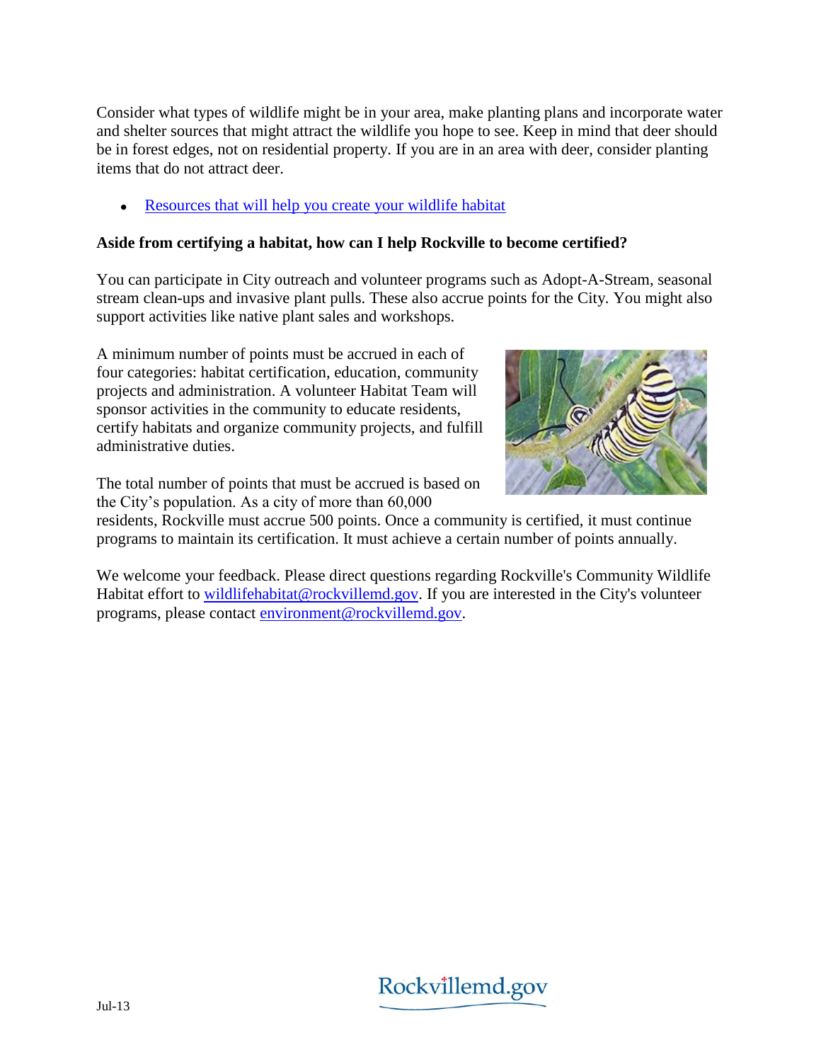Consider what types of wildlife might be in your area, make planting plans and incorporate water and shelter sources that might attract the wildlife you hope to see. Keep in mind that deer should be in forest edges, not on residential property. If you are in an area with deer, consider planting items that do not attract deer.

- Resources that will help you create your wildlife habitat

**Aside from certifying a habitat, how can I help Rockville to become certified?**

You can participate in City outreach and volunteer programs such as Adopt-A-Stream, seasonal stream clean-ups and invasive plant pulls. These also accrue points for the City. You might also support activities like native plant sales and workshops.

A minimum number of points must be accrued in each of four categories: habitat certification, education, community projects and administration. A volunteer Habitat Team will sponsor activities in the community to educate residents, certify habitats and organize community projects, and fulfill administrative duties.

The total number of points that must be accrued is based on the City's population. As a city of more than 60,000 residents, Rockville must accrue 500 points. Once a community is certified, it must continue programs to maintain its certification. It must achieve a certain number of points annually.

We welcome your feedback. Please direct questions regarding Rockville's Community Wildlife Habitat effort to wildlifehabitat@rockvillemd.gov. If you are interested in the City's volunteer programs, please contact environment@rockvillemd.gov.

Jul-13